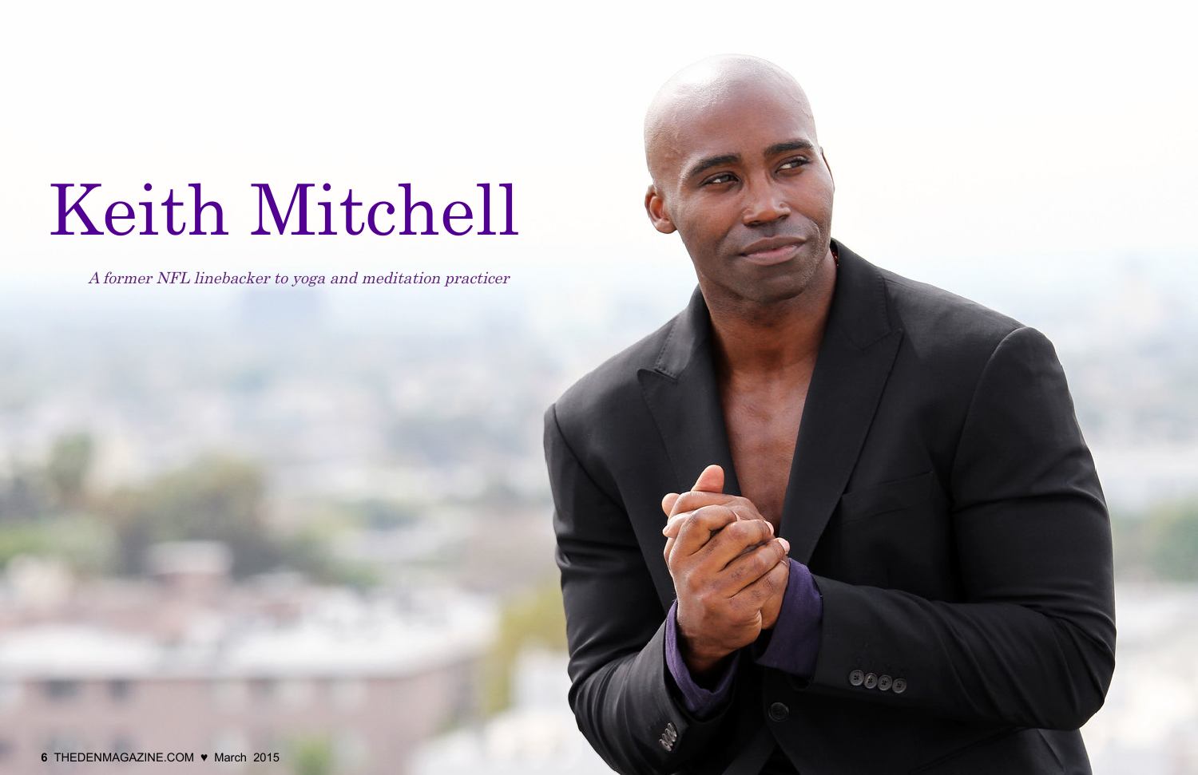# Keith Mitchell

*A former NFL linebacker to yoga and meditation practicer*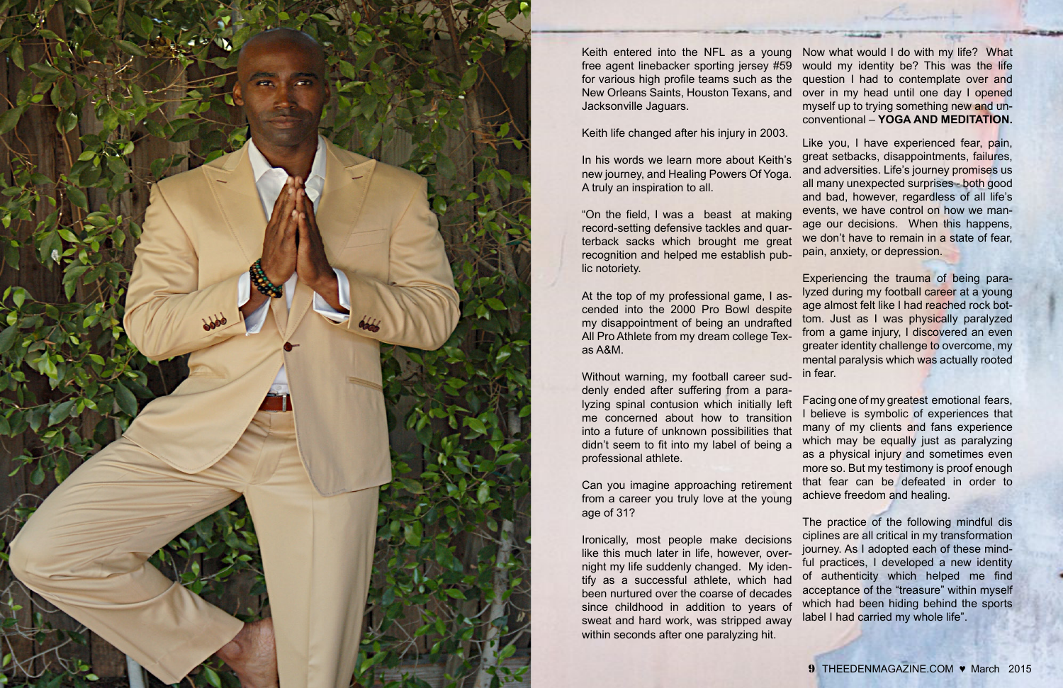Keith entered into the NFL as a young free agent linebacker sporting jersey #59 for various high profile teams such as the New Orleans Saints, Houston Texans, and Jacksonville Jaguars.

Keith life changed after his injury in 2003.

In his words we learn more about Keith's new journey, and Healing Powers Of Yoga. A truly an inspiration to all.

"On the field, I was a beast at making record-setting defensive tackles and quarterback sacks which brought me great recognition and helped me establish public notoriety.

At the top of my professional game, I ascended into the 2000 Pro Bowl despite my disappointment of being an undrafted All Pro Athlete from my dream college Texas A&M.

Without warning, my football career suddenly ended after suffering from a paralyzing spinal contusion which initially left me concerned about how to transition into a future of unknown possibilities that didn't seem to fit into my label of being a professional athlete.

Can you imagine approaching retirement from a career you truly love at the young age of 31?

Ironically, most people make decisions like this much later in life, however, overnight my life suddenly changed. My identify as a successful athlete, which had been nurtured over the coarse of decades since childhood in addition to years of sweat and hard work, was stripped away within seconds after one paralyzing hit.

Now what would I do with my life? What would my identity be? This was the life question I had to contemplate over and over in my head until one day I opened myself up to trying something new and unconventional – **YOGA AND MEDITATION.**

Like you, I have experienced fear, pain, great setbacks, disappointments, failures, and adversities. Life's journey promises us all many unexpected surprises - both good and bad, however, regardless of all life's events, we have control on how we manage our decisions. When this happens, we don't have to remain in a state of fear, pain, anxiety, or depression.

Experiencing the trauma of being paralyzed during my football career at a young age almost felt like I had reached rock bottom. Just as I was physically paralyzed from a game injury, I discovered an even greater identity challenge to overcome, my mental paralysis which was actually rooted in fear.

Facing one of my greatest emotional fears, I believe is symbolic of experiences that many of my clients and fans experience which may be equally just as paralyzing as a physical injury and sometimes even more so. But my testimony is proof enough that fear can be defeated in order to achieve freedom and healing.

The practice of the following mindful disciplines are all critical in my transformation journey. As I adopted each of these mindful practices, I developed a new identity of authenticity which helped me find acceptance of the "treasure" within myself which had been hiding behind the sports label I had carried my whole life".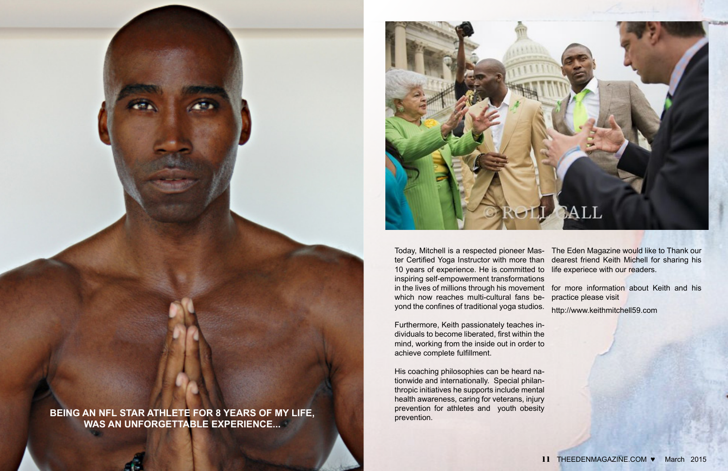**BEING AN NFL STAR ATHLETE FOR 8 YEARS OF MY LIFE, WAS AN UNFORGETTABLE EXPERIENCE...**

© ROLL CALL

Today, Mitchell is a respected pioneer Master Certified Yoga Instructor with more than 10 years of experience. He is committed to inspiring self-empowerment transformations in the lives of millions through his movement which now reaches multi-cultural fans beyond the confines of traditional yoga studios.

Furthermore, Keith passionately teaches individuals to become liberated, first within the mind, working from the inside out in order to achieve complete fulfillment.

His coaching philosophies can be heard nationwide and internationally. Special philanthropic initiatives he supports include mental health awareness, caring for veterans, injury prevention for athletes and youth obesity prevention.

The Eden Magazine would like to Thank our dearest friend Keith Michell for sharing his life experiece with our readers.

for more information about Keith and his practice please visit

http://www.keithmitchell59.com